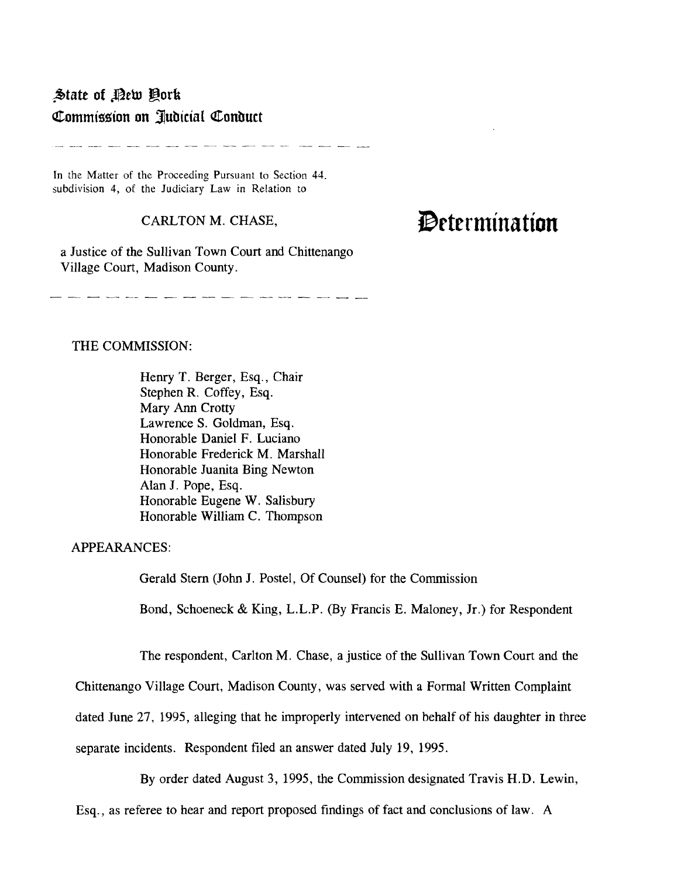# State of New York
# Commission on Judicial Conduct

In the Matter of the Proceeding Pursuant to Section 44, subdivision 4, of the Judiciary Law in Relation to

CARLTON M. CHASE,

a Justice of the Sullivan Town Court and Chittenango Village Court, Madison County.

# Determination

THE COMMISSION:

Henry T. Berger, Esq., Chair
Stephen R. Coffey, Esq.
Mary Ann Crotty
Lawrence S. Goldman, Esq.
Honorable Daniel F. Luciano
Honorable Frederick M. Marshall
Honorable Juanita Bing Newton
Alan J. Pope, Esq.
Honorable Eugene W. Salisbury
Honorable William C. Thompson

APPEARANCES:

Gerald Stern (John J. Postel, Of Counsel) for the Commission

Bond, Schoeneck & King, L.L.P. (By Francis E. Maloney, Jr.) for Respondent

The respondent, Carlton M. Chase, a justice of the Sullivan Town Court and the Chittenango Village Court, Madison County, was served with a Formal Written Complaint dated June 27, 1995, alleging that he improperly intervened on behalf of his daughter in three separate incidents. Respondent filed an answer dated July 19, 1995.

By order dated August 3, 1995, the Commission designated Travis H.D. Lewin, Esq., as referee to hear and report proposed findings of fact and conclusions of law. A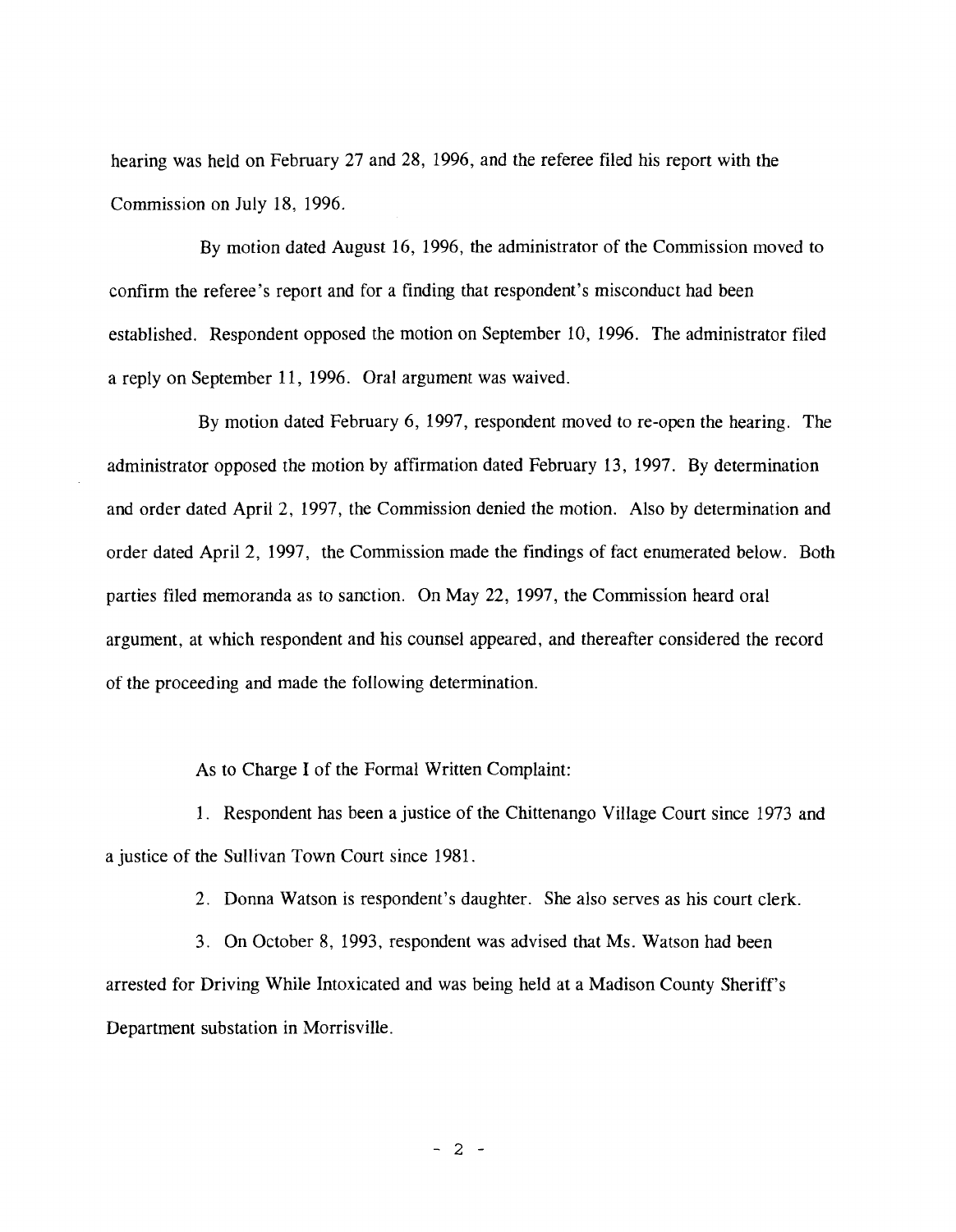hearing was held on February 27 and 28, 1996, and the referee filed his report with the Commission on July 18, 1996.

By motion dated August 16, 1996, the administrator of the Commission moved to confirm the referee's report and for a finding that respondent's misconduct had been established. Respondent opposed the motion on September 10, 1996. The administrator filed a reply on September 11, 1996. Oral argument was waived.

By motion dated February 6, 1997, respondent moved to re-open the hearing. The administrator opposed the motion by affirmation dated February 13, 1997. By determination and order dated April 2, 1997, the Commission denied the motion. Also by determination and order dated April 2, 1997, the Commission made the findings of fact enumerated below. Both parties filed memoranda as to sanction. On May 22, 1997, the Commission heard oral argument, at which respondent and his counsel appeared, and thereafter considered the record of the proceeding and made the following determination.

As to Charge I of the Formal Written Complaint:

1. Respondent has been a justice of the Chittenango Village Court since 1973 and a justice of the Sullivan Town Court since 1981.

2. Donna Watson is respondent's daughter. She also serves as his court clerk.

3. On October 8, 1993, respondent was advised that Ms. Watson had been arrested for Driving While Intoxicated and was being held at a Madison County Sheriff's Department substation in Morrisville.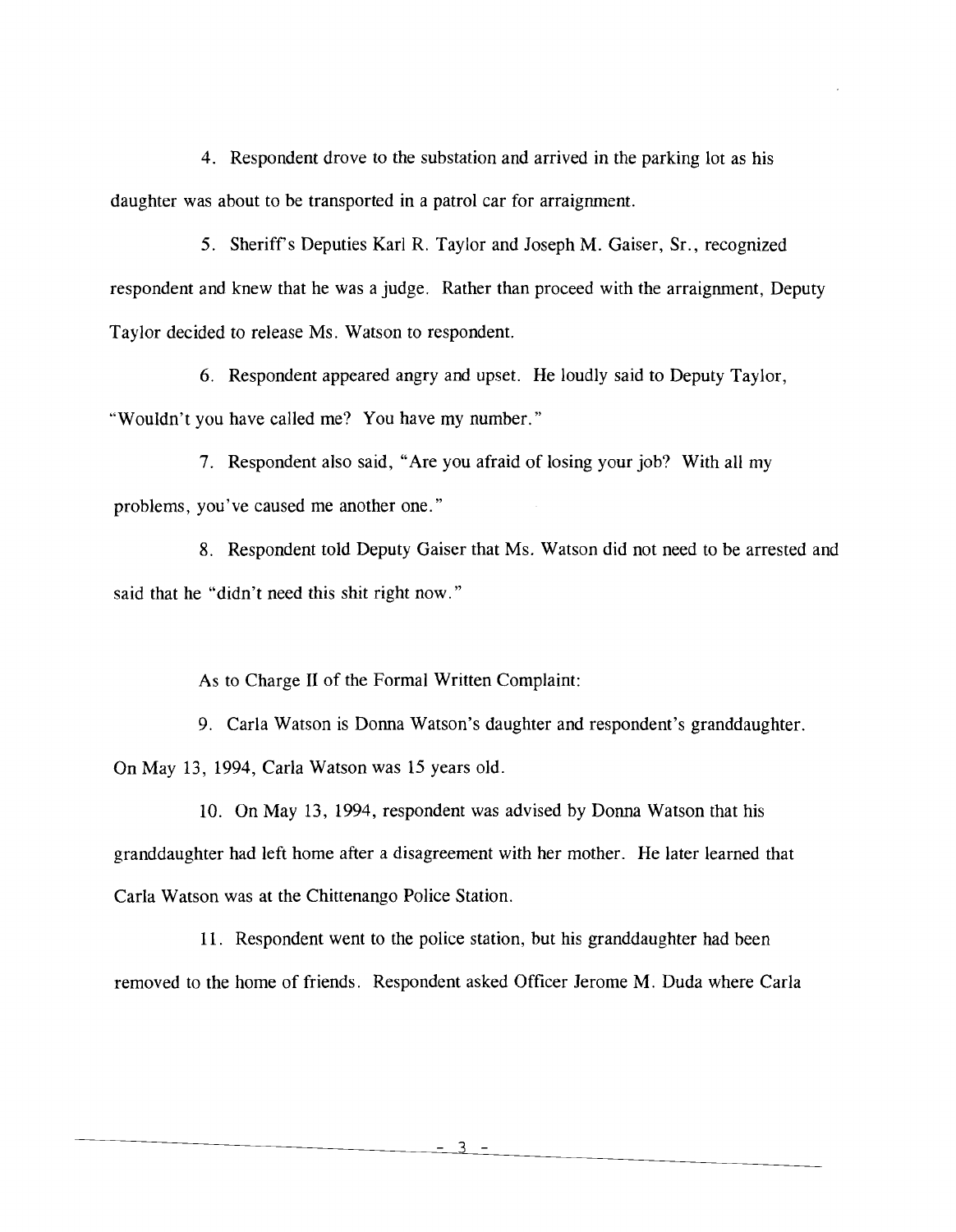4. Respondent drove to the substation and arrived in the parking lot as his daughter was about to be transported in a patrol car for arraignment.

5. Sheriff's Deputies Karl R. Taylor and Joseph M. Gaiser, Sr., recognized respondent and knew that he was a judge. Rather than proceed with the arraignment, Deputy Taylor decided to release Ms. Watson to respondent.

6. Respondent appeared angry and upset. He loudly said to Deputy Taylor, "Wouldn't you have called me? You have my number."

7. Respondent also said, "Are you afraid of losing your job? With all my problems, you've caused me another one."

8. Respondent told Deputy Gaiser that Ms. Watson did not need to be arrested and said that he "didn't need this shit right now."

As to Charge II of the Formal Written Complaint:

9. Carla Watson is Donna Watson's daughter and respondent's granddaughter. On May 13, 1994, Carla Watson was 15 years old.

10. On May 13, 1994, respondent was advised by Donna Watson that his granddaughter had left home after a disagreement with her mother. He later learned that Carla Watson was at the Chittenango Police Station.

11. Respondent went to the police station, but his granddaughter had been removed to the home of friends. Respondent asked Officer Jerome M. Duda where Carla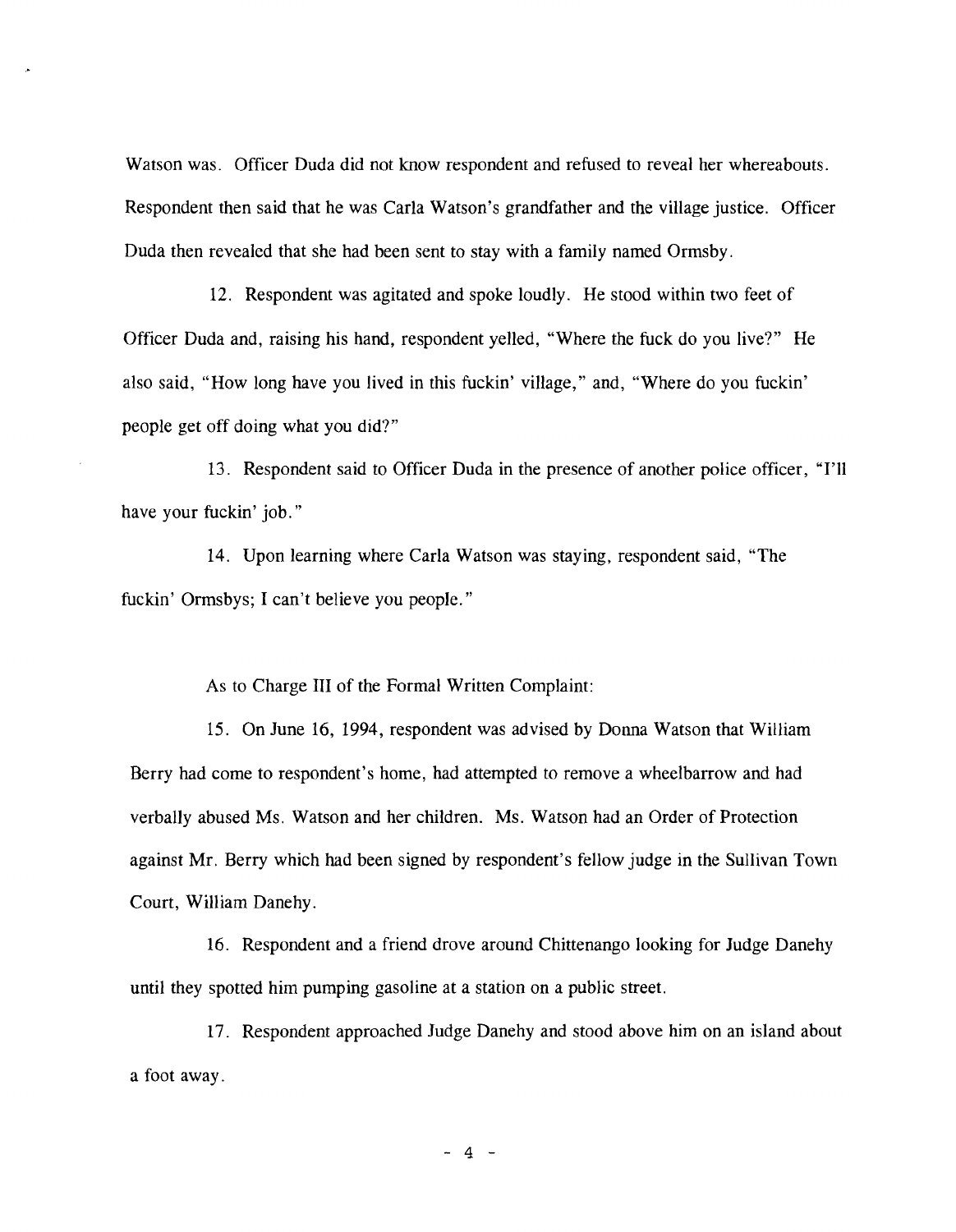Watson was. Officer Duda did not know respondent and refused to reveal her whereabouts. Respondent then said that he was Carla Watson's grandfather and the village justice. Officer Duda then revealed that she had been sent to stay with a family named Ormsby.

12. Respondent was agitated and spoke loudly. He stood within two feet of Officer Duda and, raising his hand, respondent yelled, "Where the fuck do you live?" He also said, "How long have you lived in this fuckin' village," and, "Where do you fuckin' people get off doing what you did?"

13. Respondent said to Officer Duda in the presence of another police officer, "I'll have your fuckin' job."

14. Upon learning where Carla Watson was staying, respondent said, "The fuckin' Ormsbys; I can't believe you people."

As to Charge III of the Formal Written Complaint:

15. On June 16, 1994, respondent was advised by Donna Watson that William Berry had come to respondent's home, had attempted to remove a wheelbarrow and had verbally abused Ms. Watson and her children. Ms. Watson had an Order of Protection against Mr. Berry which had been signed by respondent's fellow judge in the Sullivan Town Court, William Danehy.

16. Respondent and a friend drove around Chittenango looking for Judge Danehy until they spotted him pumping gasoline at a station on a public street.

17. Respondent approached Judge Danehy and stood above him on an island about a foot away.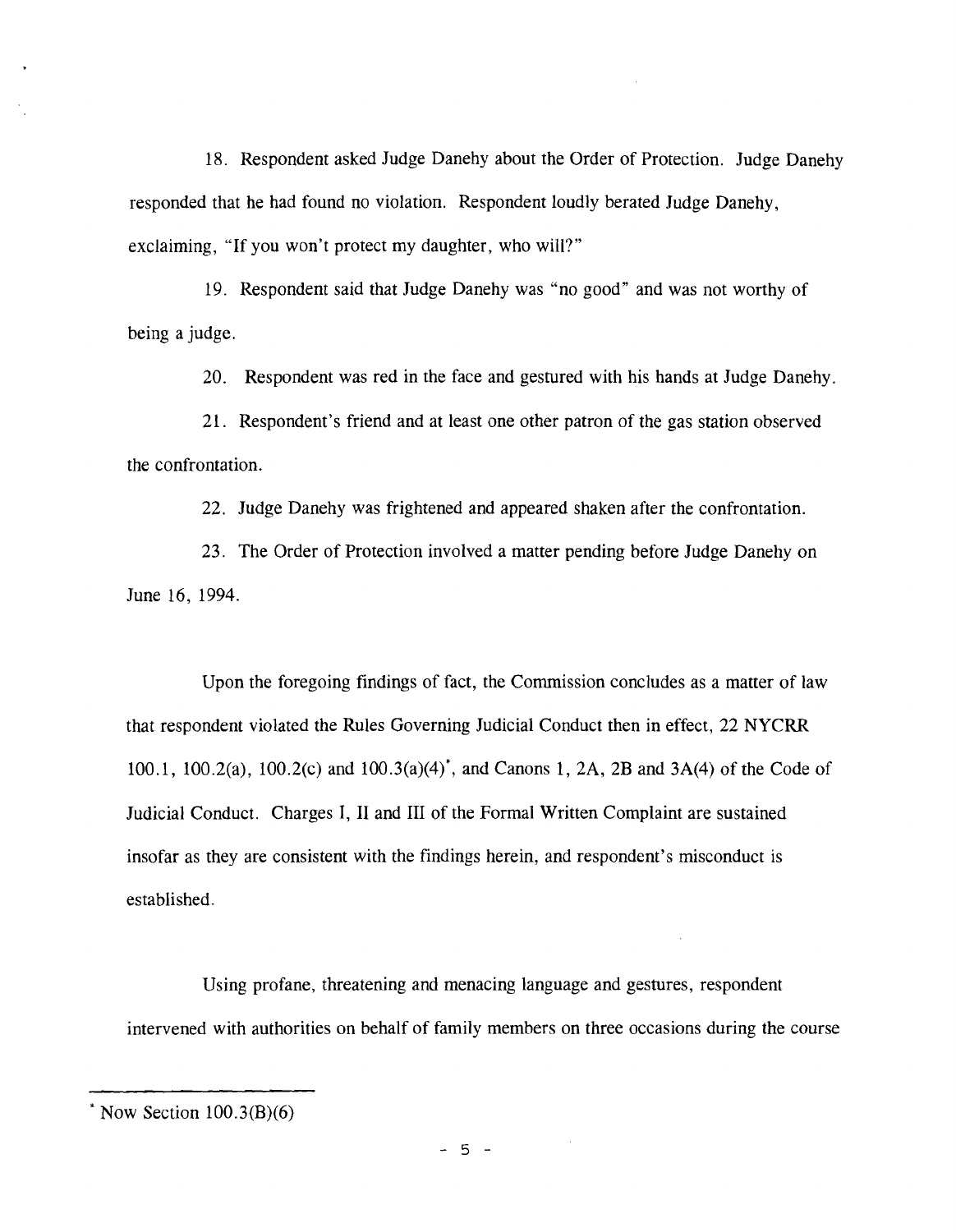18. Respondent asked Judge Danehy about the Order of Protection. Judge Danehy responded that he had found no violation. Respondent loudly berated Judge Danehy, exclaiming, "If you won't protect my daughter, who will?"

19. Respondent said that Judge Danehy was "no good" and was not worthy of being a judge.

20. Respondent was red in the face and gestured with his hands at Judge Danehy.

21. Respondent's friend and at least one other patron of the gas station observed the confrontation.

22. Judge Danehy was frightened and appeared shaken after the confrontation.

23. The Order of Protection involved a matter pending before Judge Danehy on June 16, 1994.

Upon the foregoing findings of fact, the Commission concludes as a matter of law that respondent violated the Rules Governing Judicial Conduct then in effect, 22 NYCRR 100.1, 100.2(a), 100.2(c) and 100.3(a)(4)*, and Canons 1, 2A, 2B and 3A(4) of the Code of Judicial Conduct. Charges I, II and III of the Formal Written Complaint are sustained insofar as they are consistent with the findings herein, and respondent's misconduct is established.

Using profane, threatening and menacing language and gestures, respondent intervened with authorities on behalf of family members on three occasions during the course

---

* Now Section 100.3(B)(6)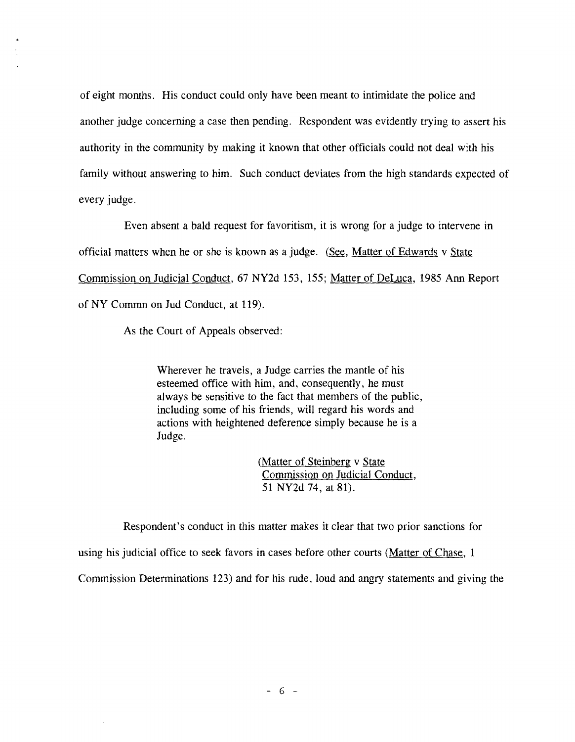of eight months. His conduct could only have been meant to intimidate the police and another judge concerning a case then pending. Respondent was evidently trying to assert his authority in the community by making it known that other officials could not deal with his family without answering to him. Such conduct deviates from the high standards expected of every judge.

Even absent a bald request for favoritism, it is wrong for a judge to intervene in official matters when he or she is known as a judge. (See, Matter of Edwards v State Commission on Judicial Conduct, 67 NY2d 153, 155; Matter of DeLuca, 1985 Ann Report of NY Commn on Jud Conduct, at 119).

As the Court of Appeals observed:

> Wherever he travels, a Judge carries the mantle of his esteemed office with him, and, consequently, he must always be sensitive to the fact that members of the public, including some of his friends, will regard his words and actions with heightened deference simply because he is a Judge.
>
> (Matter of Steinberg v State Commission on Judicial Conduct, 51 NY2d 74, at 81).

Respondent's conduct in this matter makes it clear that two prior sanctions for using his judicial office to seek favors in cases before other courts (Matter of Chase, 1 Commission Determinations 123) and for his rude, loud and angry statements and giving the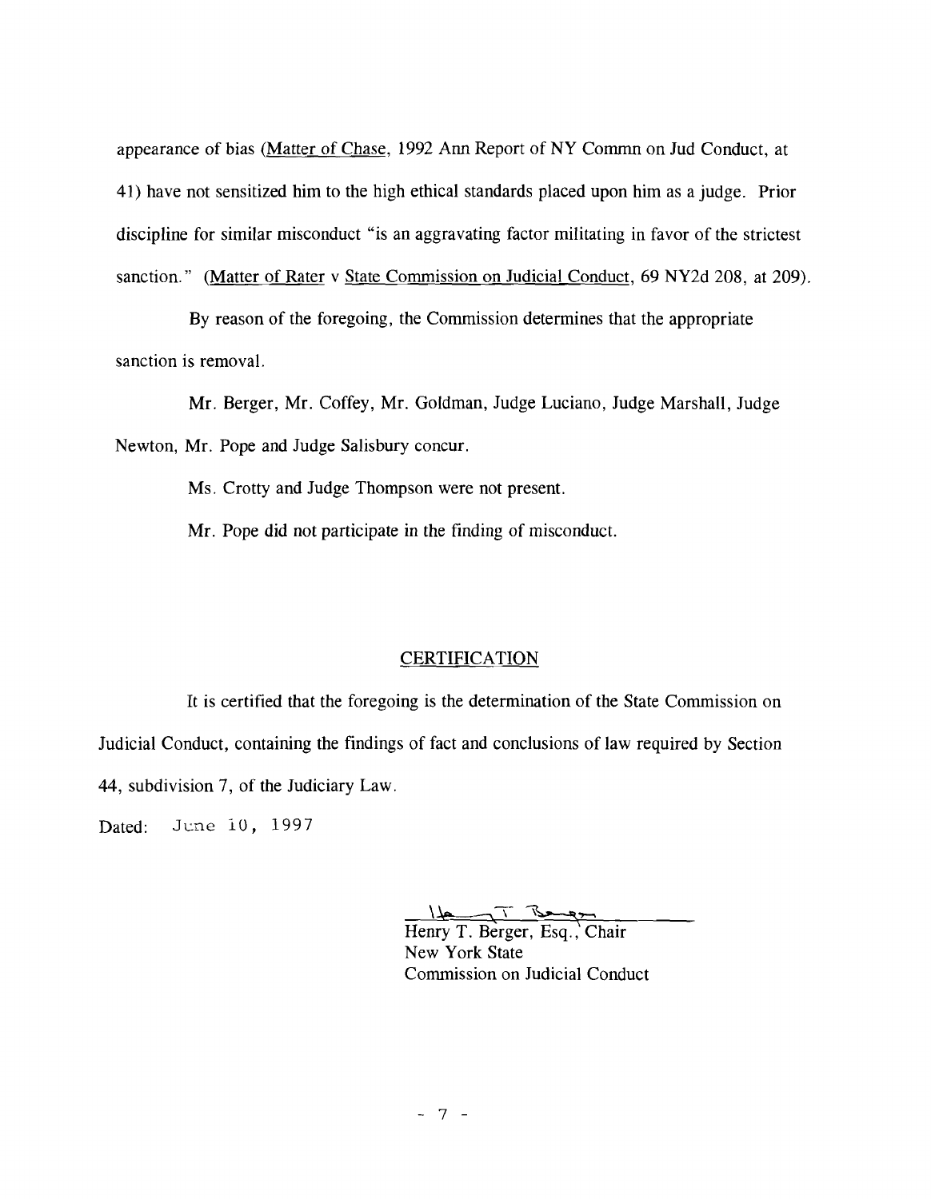appearance of bias (Matter of Chase, 1992 Ann Report of NY Commn on Jud Conduct, at 41) have not sensitized him to the high ethical standards placed upon him as a judge. Prior discipline for similar misconduct "is an aggravating factor militating in favor of the strictest sanction." (Matter of Rater v State Commission on Judicial Conduct, 69 NY2d 208, at 209).

By reason of the foregoing, the Commission determines that the appropriate sanction is removal.

Mr. Berger, Mr. Coffey, Mr. Goldman, Judge Luciano, Judge Marshall, Judge Newton, Mr. Pope and Judge Salisbury concur.

Ms. Crotty and Judge Thompson were not present.

Mr. Pope did not participate in the finding of misconduct.

## CERTIFICATION

It is certified that the foregoing is the determination of the State Commission on Judicial Conduct, containing the findings of fact and conclusions of law required by Section 44, subdivision 7, of the Judiciary Law.

Dated: June 10, 1997

Henry T. Berger, Esq., Chair
New York State
Commission on Judicial Conduct